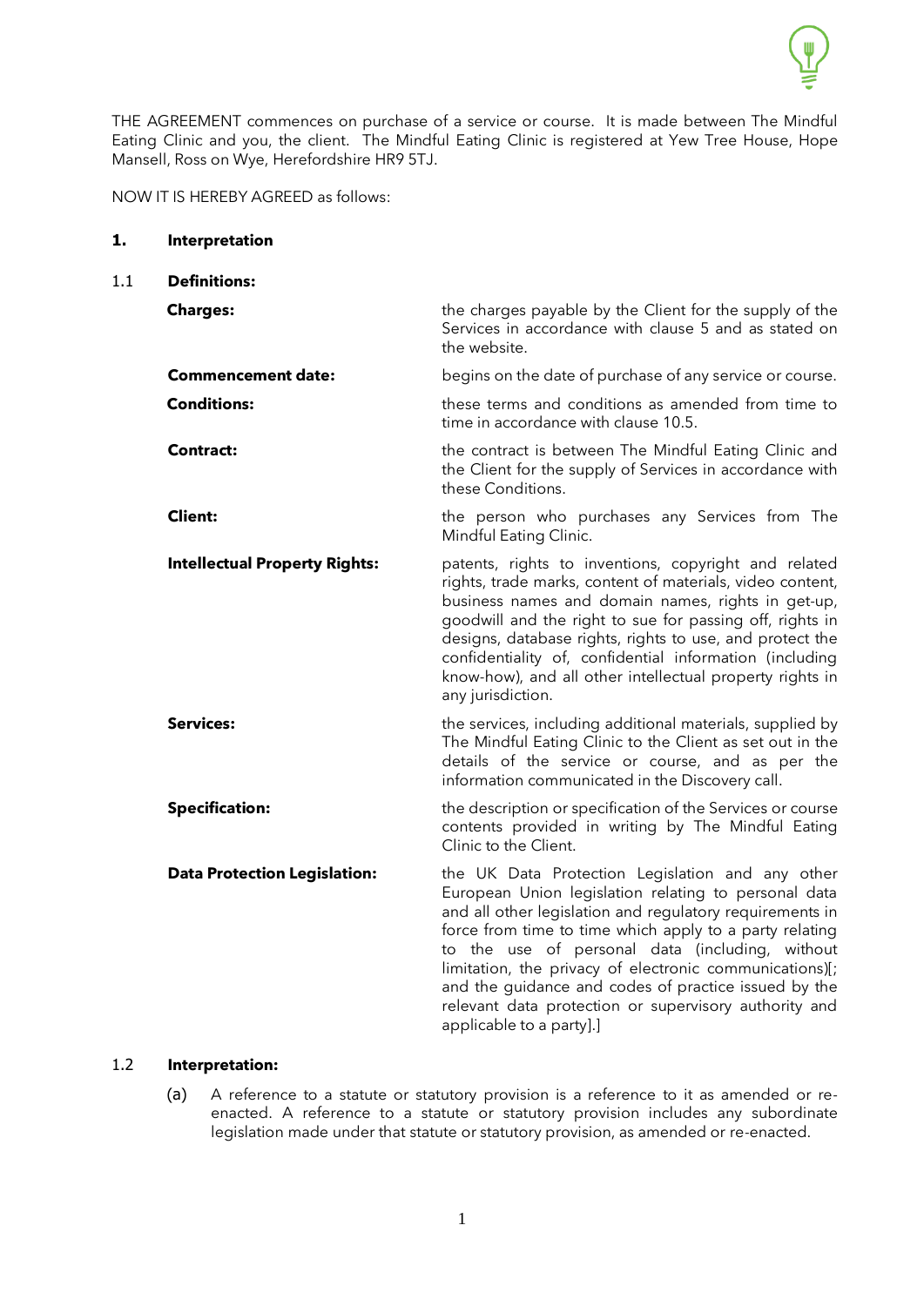THE AGREEMENT commences on purchase of a service or course. It is made between The Mindful Eating Clinic and you, the client. The Mindful Eating Clinic is registered at Yew Tree House, Hope Mansell, Ross on Wye, Herefordshire HR9 5TJ.

NOW IT IS HEREBY AGREED as follows:

## 1. Interpretation

### 1.1 Definitions:

**Charges:** the charges payable by the Client for the supply of the Services in accordance with clause 5 and as stated on the website.

**Commencement date:** begins on the date of purchase of any service or course.

**Conditions:** these terms and conditions as amended from time to time in accordance with clause 10.5.

**Contract:** the contract is between The Mindful Eating Clinic and the Client for the supply of Services in accordance with these Conditions.

**Client:** the person who purchases any Services from The Mindful Eating Clinic.

**Intellectual Property Rights:** patents, rights to inventions, copyright and related rights, trade marks, content of materials, video content, business names and domain names, rights in get-up, goodwill and the right to sue for passing off, rights in designs, database rights, rights to use, and protect the confidentiality of, confidential information (including know-how), and all other intellectual property rights in any jurisdiction.

**Services:** the services, including additional materials, supplied by The Mindful Eating Clinic to the Client as set out in the details of the service or course, and as per the information communicated in the Discovery call.

**Specification:** the description or specification of the Services or course contents provided in writing by The Mindful Eating Clinic to the Client.

**Data Protection Legislation:** the UK Data Protection Legislation and any other European Union legislation relating to personal data and all other legislation and regulatory requirements in force from time to time which apply to a party relating to the use of personal data (including, without limitation, the privacy of electronic communications)[; and the guidance and codes of practice issued by the relevant data protection or supervisory authority and applicable to a party].]

### 1.2 Interpretation:

(a) A reference to a statute or statutory provision is a reference to it as amended or re-enacted. A reference to a statute or statutory provision includes any subordinate legislation made under that statute or statutory provision, as amended or re-enacted.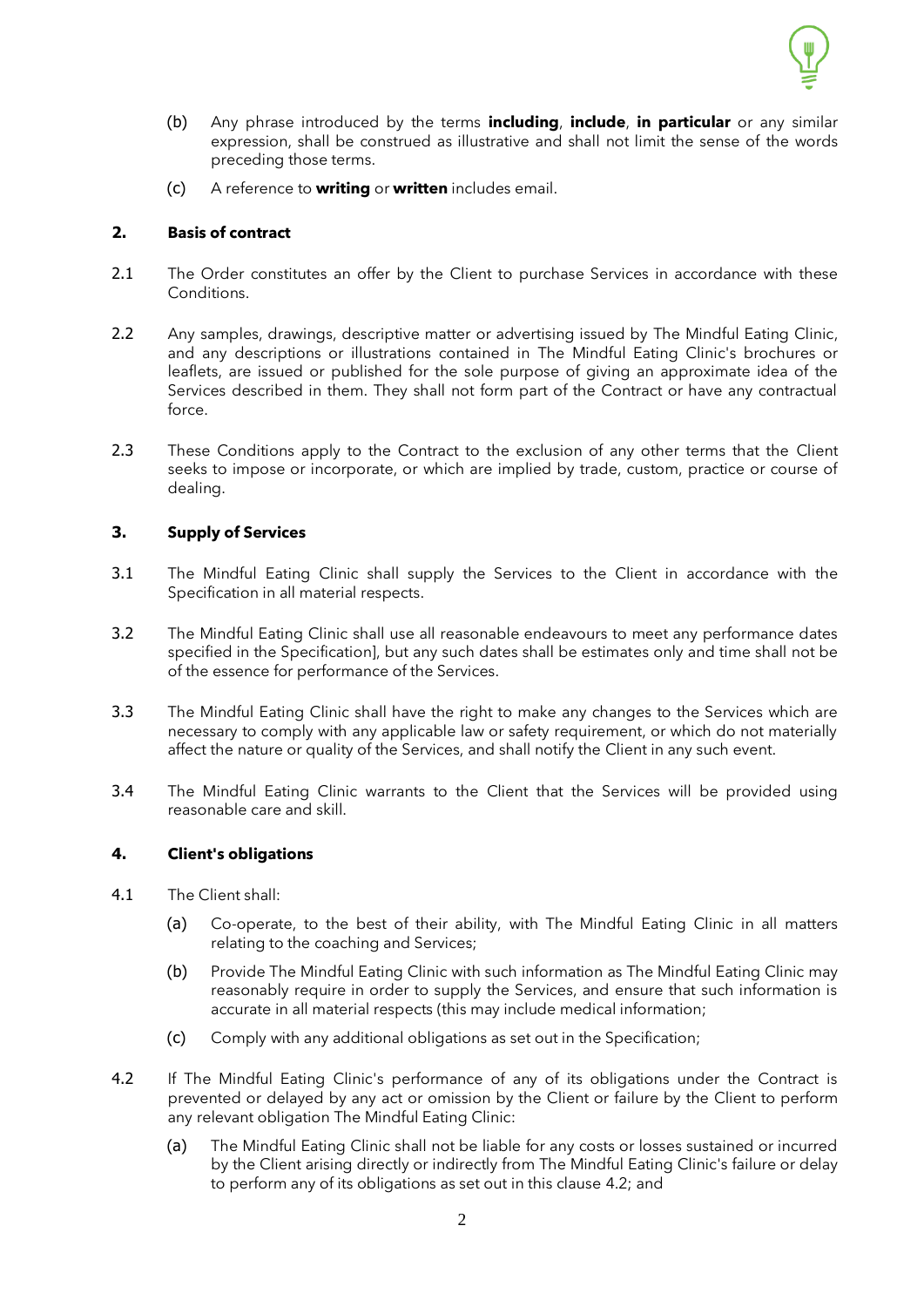(b) Any phrase introduced by the terms **including**, **include**, **in particular** or any similar expression, shall be construed as illustrative and shall not limit the sense of the words preceding those terms.

(c) A reference to **writing** or **written** includes email.

## 2. Basis of contract

2.1 The Order constitutes an offer by the Client to purchase Services in accordance with these Conditions.

2.2 Any samples, drawings, descriptive matter or advertising issued by The Mindful Eating Clinic, and any descriptions or illustrations contained in The Mindful Eating Clinic's brochures or leaflets, are issued or published for the sole purpose of giving an approximate idea of the Services described in them. They shall not form part of the Contract or have any contractual force.

2.3 These Conditions apply to the Contract to the exclusion of any other terms that the Client seeks to impose or incorporate, or which are implied by trade, custom, practice or course of dealing.

## 3. Supply of Services

3.1 The Mindful Eating Clinic shall supply the Services to the Client in accordance with the Specification in all material respects.

3.2 The Mindful Eating Clinic shall use all reasonable endeavours to meet any performance dates specified in the Specification], but any such dates shall be estimates only and time shall not be of the essence for performance of the Services.

3.3 The Mindful Eating Clinic shall have the right to make any changes to the Services which are necessary to comply with any applicable law or safety requirement, or which do not materially affect the nature or quality of the Services, and shall notify the Client in any such event.

3.4 The Mindful Eating Clinic warrants to the Client that the Services will be provided using reasonable care and skill.

## 4. Client's obligations

4.1 The Client shall:

(a) Co-operate, to the best of their ability, with The Mindful Eating Clinic in all matters relating to the coaching and Services;

(b) Provide The Mindful Eating Clinic with such information as The Mindful Eating Clinic may reasonably require in order to supply the Services, and ensure that such information is accurate in all material respects (this may include medical information;

(c) Comply with any additional obligations as set out in the Specification;

4.2 If The Mindful Eating Clinic's performance of any of its obligations under the Contract is prevented or delayed by any act or omission by the Client or failure by the Client to perform any relevant obligation The Mindful Eating Clinic:

(a) The Mindful Eating Clinic shall not be liable for any costs or losses sustained or incurred by the Client arising directly or indirectly from The Mindful Eating Clinic's failure or delay to perform any of its obligations as set out in this clause 4.2; and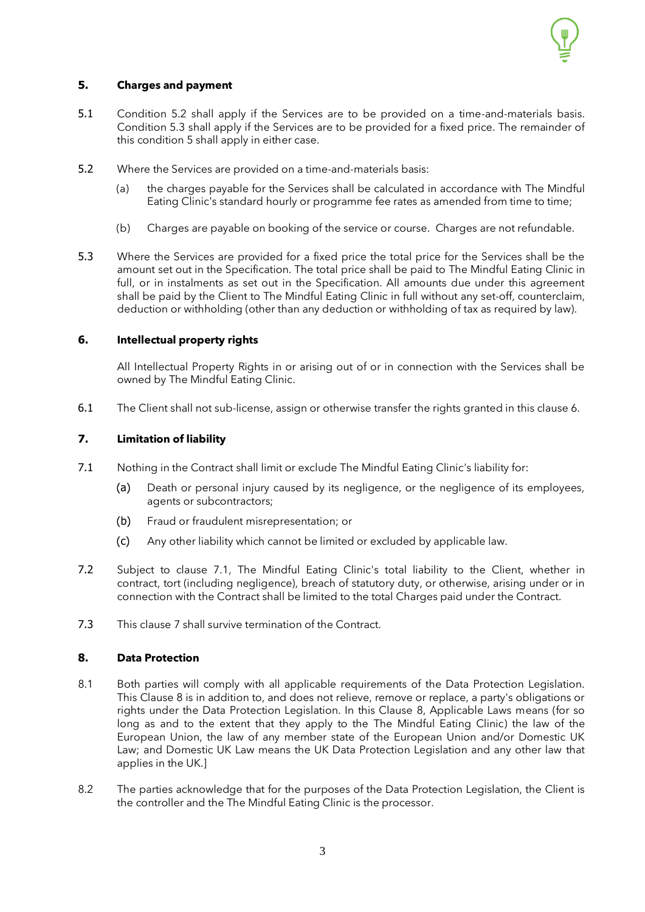## 5. Charges and payment

5.1 Condition 5.2 shall apply if the Services are to be provided on a time-and-materials basis. Condition 5.3 shall apply if the Services are to be provided for a fixed price. The remainder of this condition 5 shall apply in either case.

5.2 Where the Services are provided on a time-and-materials basis:

(a) the charges payable for the Services shall be calculated in accordance with The Mindful Eating Clinic's standard hourly or programme fee rates as amended from time to time;

(b) Charges are payable on booking of the service or course. Charges are not refundable.

5.3 Where the Services are provided for a fixed price the total price for the Services shall be the amount set out in the Specification. The total price shall be paid to The Mindful Eating Clinic in full, or in instalments as set out in the Specification. All amounts due under this agreement shall be paid by the Client to The Mindful Eating Clinic in full without any set-off, counterclaim, deduction or withholding (other than any deduction or withholding of tax as required by law).

## 6. Intellectual property rights

All Intellectual Property Rights in or arising out of or in connection with the Services shall be owned by The Mindful Eating Clinic.

6.1 The Client shall not sub-license, assign or otherwise transfer the rights granted in this clause 6.

## 7. Limitation of liability

7.1 Nothing in the Contract shall limit or exclude The Mindful Eating Clinic's liability for:

(a) Death or personal injury caused by its negligence, or the negligence of its employees, agents or subcontractors;

(b) Fraud or fraudulent misrepresentation; or

(c) Any other liability which cannot be limited or excluded by applicable law.

7.2 Subject to clause 7.1, The Mindful Eating Clinic's total liability to the Client, whether in contract, tort (including negligence), breach of statutory duty, or otherwise, arising under or in connection with the Contract shall be limited to the total Charges paid under the Contract.

7.3 This clause 7 shall survive termination of the Contract.

## 8. Data Protection

8.1 Both parties will comply with all applicable requirements of the Data Protection Legislation. This Clause 8 is in addition to, and does not relieve, remove or replace, a party's obligations or rights under the Data Protection Legislation. In this Clause 8, Applicable Laws means (for so long as and to the extent that they apply to the The Mindful Eating Clinic) the law of the European Union, the law of any member state of the European Union and/or Domestic UK Law; and Domestic UK Law means the UK Data Protection Legislation and any other law that applies in the UK.]

8.2 The parties acknowledge that for the purposes of the Data Protection Legislation, the Client is the controller and the The Mindful Eating Clinic is the processor.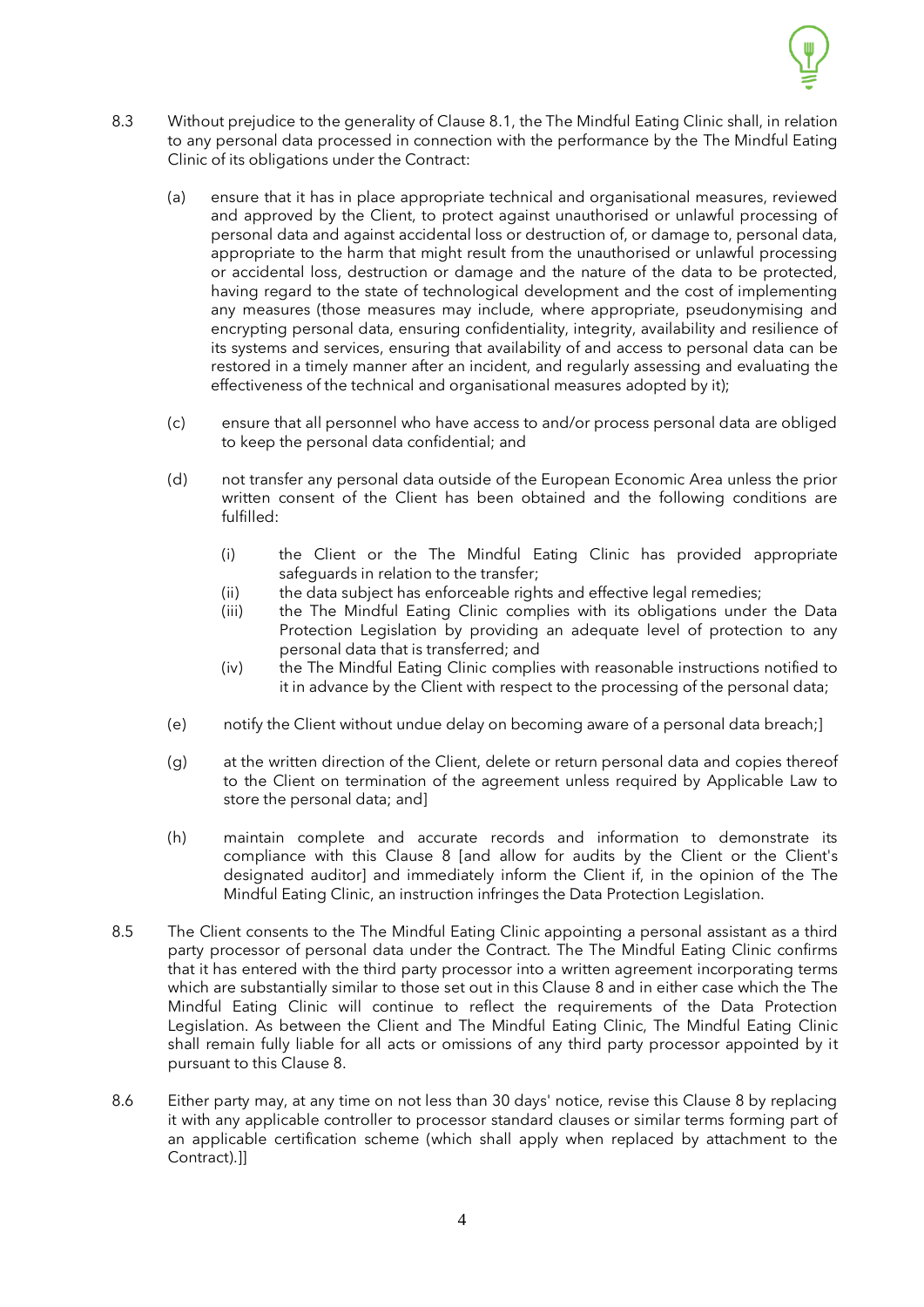8.3 Without prejudice to the generality of Clause 8.1, the The Mindful Eating Clinic shall, in relation to any personal data processed in connection with the performance by the The Mindful Eating Clinic of its obligations under the Contract:

(a) ensure that it has in place appropriate technical and organisational measures, reviewed and approved by the Client, to protect against unauthorised or unlawful processing of personal data and against accidental loss or destruction of, or damage to, personal data, appropriate to the harm that might result from the unauthorised or unlawful processing or accidental loss, destruction or damage and the nature of the data to be protected, having regard to the state of technological development and the cost of implementing any measures (those measures may include, where appropriate, pseudonymising and encrypting personal data, ensuring confidentiality, integrity, availability and resilience of its systems and services, ensuring that availability of and access to personal data can be restored in a timely manner after an incident, and regularly assessing and evaluating the effectiveness of the technical and organisational measures adopted by it);

(c) ensure that all personnel who have access to and/or process personal data are obliged to keep the personal data confidential; and

(d) not transfer any personal data outside of the European Economic Area unless the prior written consent of the Client has been obtained and the following conditions are fulfilled:

(i) the Client or the The Mindful Eating Clinic has provided appropriate safeguards in relation to the transfer;

(ii) the data subject has enforceable rights and effective legal remedies;

(iii) the The Mindful Eating Clinic complies with its obligations under the Data Protection Legislation by providing an adequate level of protection to any personal data that is transferred; and

(iv) the The Mindful Eating Clinic complies with reasonable instructions notified to it in advance by the Client with respect to the processing of the personal data;

(e) notify the Client without undue delay on becoming aware of a personal data breach;]

(g) at the written direction of the Client, delete or return personal data and copies thereof to the Client on termination of the agreement unless required by Applicable Law to store the personal data; and]

(h) maintain complete and accurate records and information to demonstrate its compliance with this Clause 8 [and allow for audits by the Client or the Client's designated auditor] and immediately inform the Client if, in the opinion of the The Mindful Eating Clinic, an instruction infringes the Data Protection Legislation.

8.5 The Client consents to the The Mindful Eating Clinic appointing a personal assistant as a third party processor of personal data under the Contract. The The Mindful Eating Clinic confirms that it has entered with the third party processor into a written agreement incorporating terms which are substantially similar to those set out in this Clause 8 and in either case which the The Mindful Eating Clinic will continue to reflect the requirements of the Data Protection Legislation. As between the Client and The Mindful Eating Clinic, The Mindful Eating Clinic shall remain fully liable for all acts or omissions of any third party processor appointed by it pursuant to this Clause 8.

8.6 Either party may, at any time on not less than 30 days' notice, revise this Clause 8 by replacing it with any applicable controller to processor standard clauses or similar terms forming part of an applicable certification scheme (which shall apply when replaced by attachment to the Contract).]]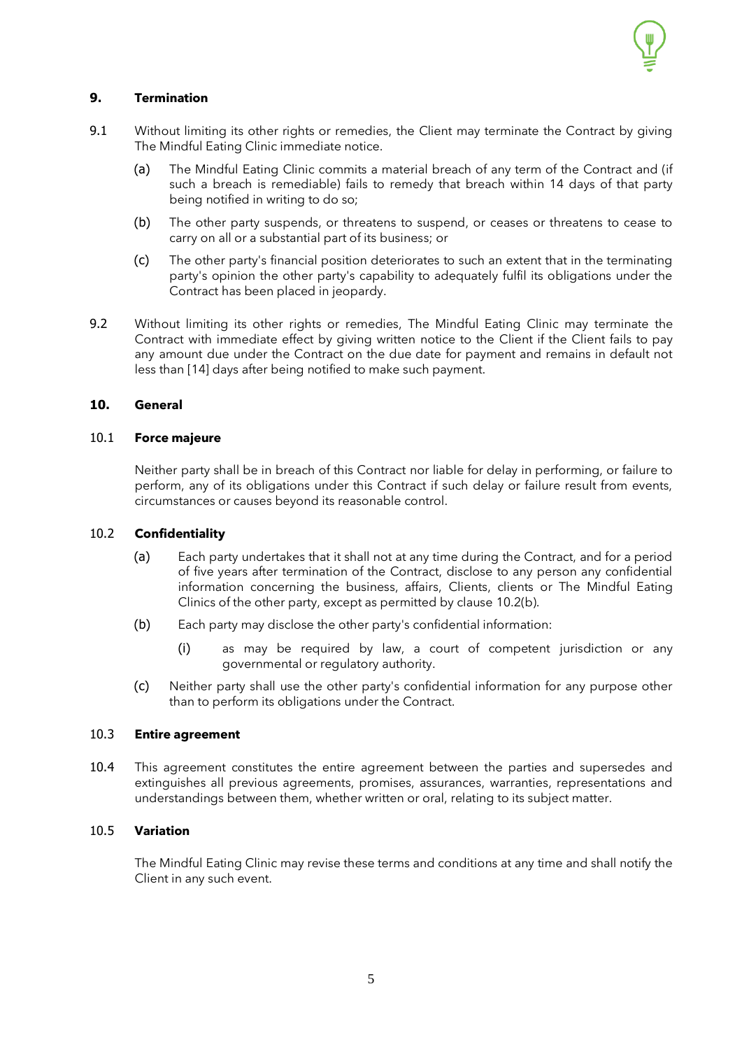## 9. Termination

9.1 Without limiting its other rights or remedies, the Client may terminate the Contract by giving The Mindful Eating Clinic immediate notice.

(a) The Mindful Eating Clinic commits a material breach of any term of the Contract and (if such a breach is remediable) fails to remedy that breach within 14 days of that party being notified in writing to do so;

(b) The other party suspends, or threatens to suspend, or ceases or threatens to cease to carry on all or a substantial part of its business; or

(c) The other party's financial position deteriorates to such an extent that in the terminating party's opinion the other party's capability to adequately fulfil its obligations under the Contract has been placed in jeopardy.

9.2 Without limiting its other rights or remedies, The Mindful Eating Clinic may terminate the Contract with immediate effect by giving written notice to the Client if the Client fails to pay any amount due under the Contract on the due date for payment and remains in default not less than [14] days after being notified to make such payment.

## 10. General

### 10.1 Force majeure

Neither party shall be in breach of this Contract nor liable for delay in performing, or failure to perform, any of its obligations under this Contract if such delay or failure result from events, circumstances or causes beyond its reasonable control.

### 10.2 Confidentiality

(a) Each party undertakes that it shall not at any time during the Contract, and for a period of five years after termination of the Contract, disclose to any person any confidential information concerning the business, affairs, Clients, clients or The Mindful Eating Clinics of the other party, except as permitted by clause 10.2(b).

(b) Each party may disclose the other party's confidential information:

(i) as may be required by law, a court of competent jurisdiction or any governmental or regulatory authority.

(c) Neither party shall use the other party's confidential information for any purpose other than to perform its obligations under the Contract.

### 10.3 Entire agreement

10.4 This agreement constitutes the entire agreement between the parties and supersedes and extinguishes all previous agreements, promises, assurances, warranties, representations and understandings between them, whether written or oral, relating to its subject matter.

### 10.5 Variation

The Mindful Eating Clinic may revise these terms and conditions at any time and shall notify the Client in any such event.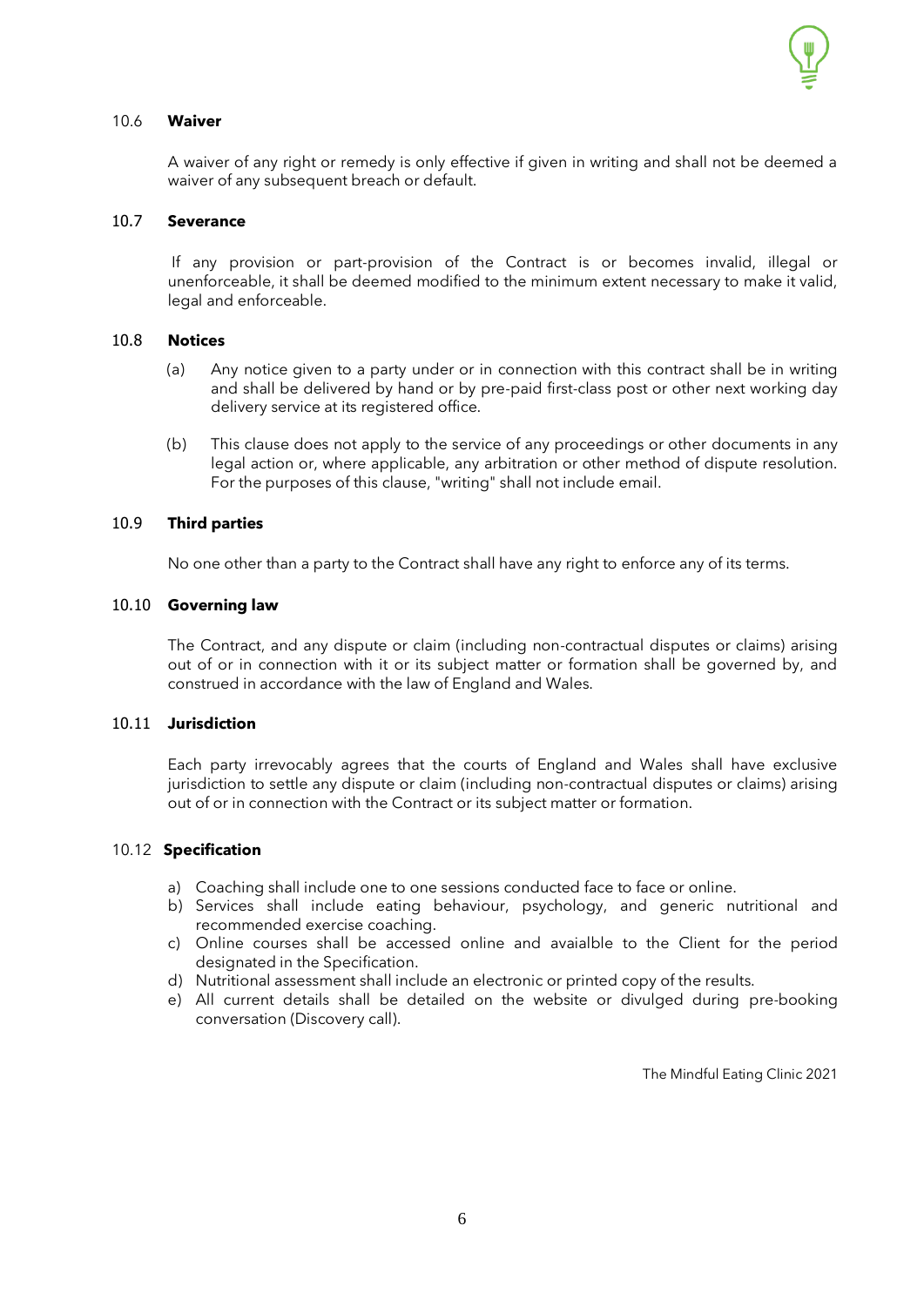### 10.6 **Waiver**

A waiver of any right or remedy is only effective if given in writing and shall not be deemed a waiver of any subsequent breach or default.

### 10.7 **Severance**

If any provision or part-provision of the Contract is or becomes invalid, illegal or unenforceable, it shall be deemed modified to the minimum extent necessary to make it valid, legal and enforceable.

### 10.8 **Notices**

(a) Any notice given to a party under or in connection with this contract shall be in writing and shall be delivered by hand or by pre-paid first-class post or other next working day delivery service at its registered office.

(b) This clause does not apply to the service of any proceedings or other documents in any legal action or, where applicable, any arbitration or other method of dispute resolution. For the purposes of this clause, "writing" shall not include email.

### 10.9 **Third parties**

No one other than a party to the Contract shall have any right to enforce any of its terms.

### 10.10 **Governing law**

The Contract, and any dispute or claim (including non-contractual disputes or claims) arising out of or in connection with it or its subject matter or formation shall be governed by, and construed in accordance with the law of England and Wales.

### 10.11 **Jurisdiction**

Each party irrevocably agrees that the courts of England and Wales shall have exclusive jurisdiction to settle any dispute or claim (including non-contractual disputes or claims) arising out of or in connection with the Contract or its subject matter or formation.

### 10.12 **Specification**

a) Coaching shall include one to one sessions conducted face to face or online.
b) Services shall include eating behaviour, psychology, and generic nutritional and recommended exercise coaching.
c) Online courses shall be accessed online and avaialble to the Client for the period designated in the Specification.
d) Nutritional assessment shall include an electronic or printed copy of the results.
e) All current details shall be detailed on the website or divulged during pre-booking conversation (Discovery call).

The Mindful Eating Clinic 2021